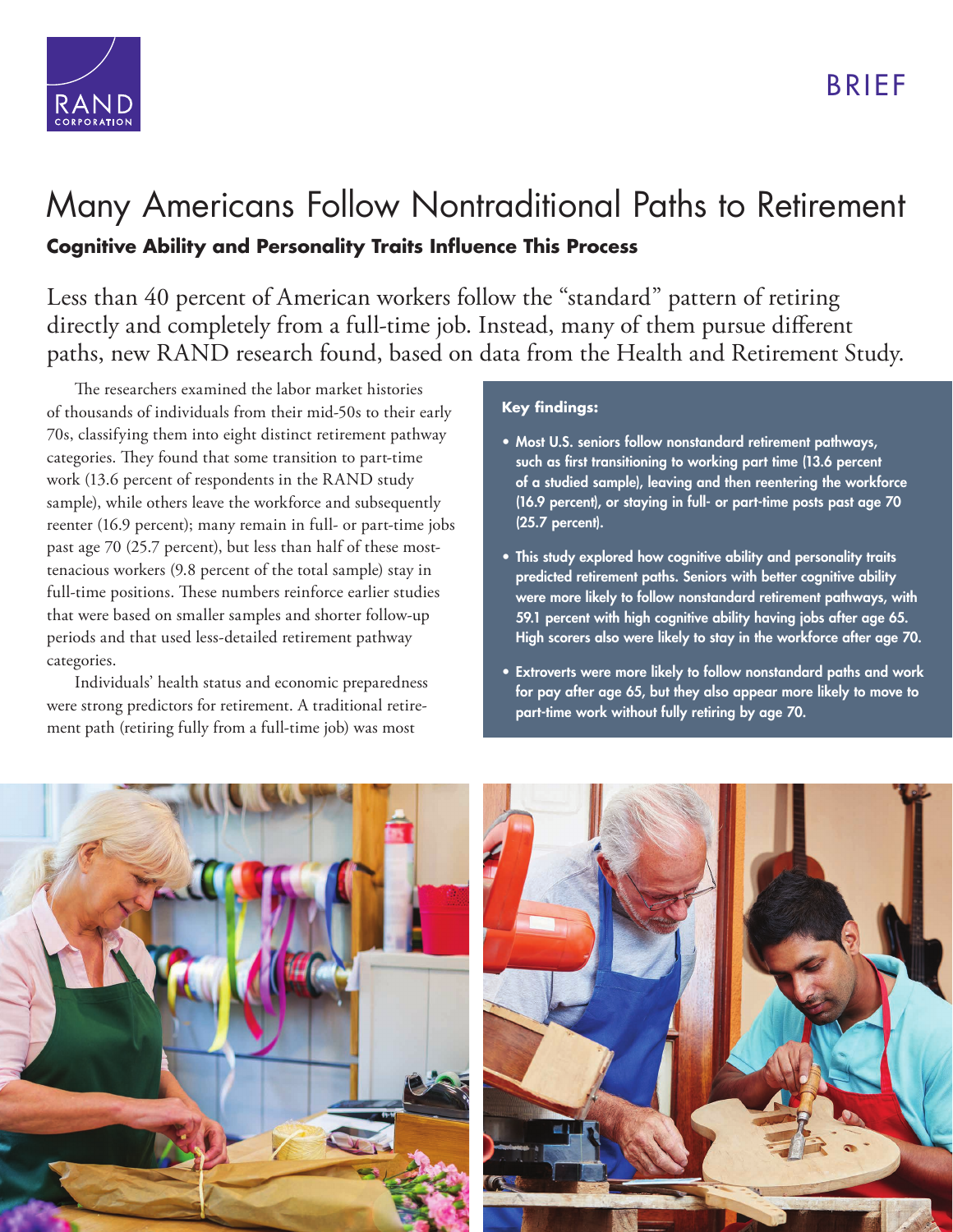BRIEF

# Many Americans Follow Nontraditional Paths to Retirement

## Cognitive Ability and Personality Traits Influence This Process

Less than 40 percent of American workers follow the "standard" pattern of retiring directly and completely from a full-time job. Instead, many of them pursue different paths, new RAND research found, based on data from the Health and Retirement Study.

The researchers examined the labor market histories of thousands of individuals from their mid-50s to their early 70s, classifying them into eight distinct retirement pathway categories. They found that some transition to part-time work (13.6 percent of respondents in the RAND study sample), while others leave the workforce and subsequently reenter (16.9 percent); many remain in full- or part-time jobs past age 70 (25.7 percent), but less than half of these most-tenacious workers (9.8 percent of the total sample) stay in full-time positions. These numbers reinforce earlier studies that were based on smaller samples and shorter follow-up periods and that used less-detailed retirement pathway categories.

Individuals' health status and economic preparedness were strong predictors for retirement. A traditional retirement path (retiring fully from a full-time job) was most

**Key findings:**

- **Most U.S. seniors follow nonstandard retirement pathways, such as first transitioning to working part time (13.6 percent of a studied sample), leaving and then reentering the workforce (16.9 percent), or staying in full- or part-time posts past age 70 (25.7 percent).**
- **This study explored how cognitive ability and personality traits predicted retirement paths. Seniors with better cognitive ability were more likely to follow nonstandard retirement pathways, with 59.1 percent with high cognitive ability having jobs after age 65. High scorers also were likely to stay in the workforce after age 70.**
- **Extroverts were more likely to follow nonstandard paths and work for pay after age 65, but they also appear more likely to move to part-time work without fully retiring by age 70.**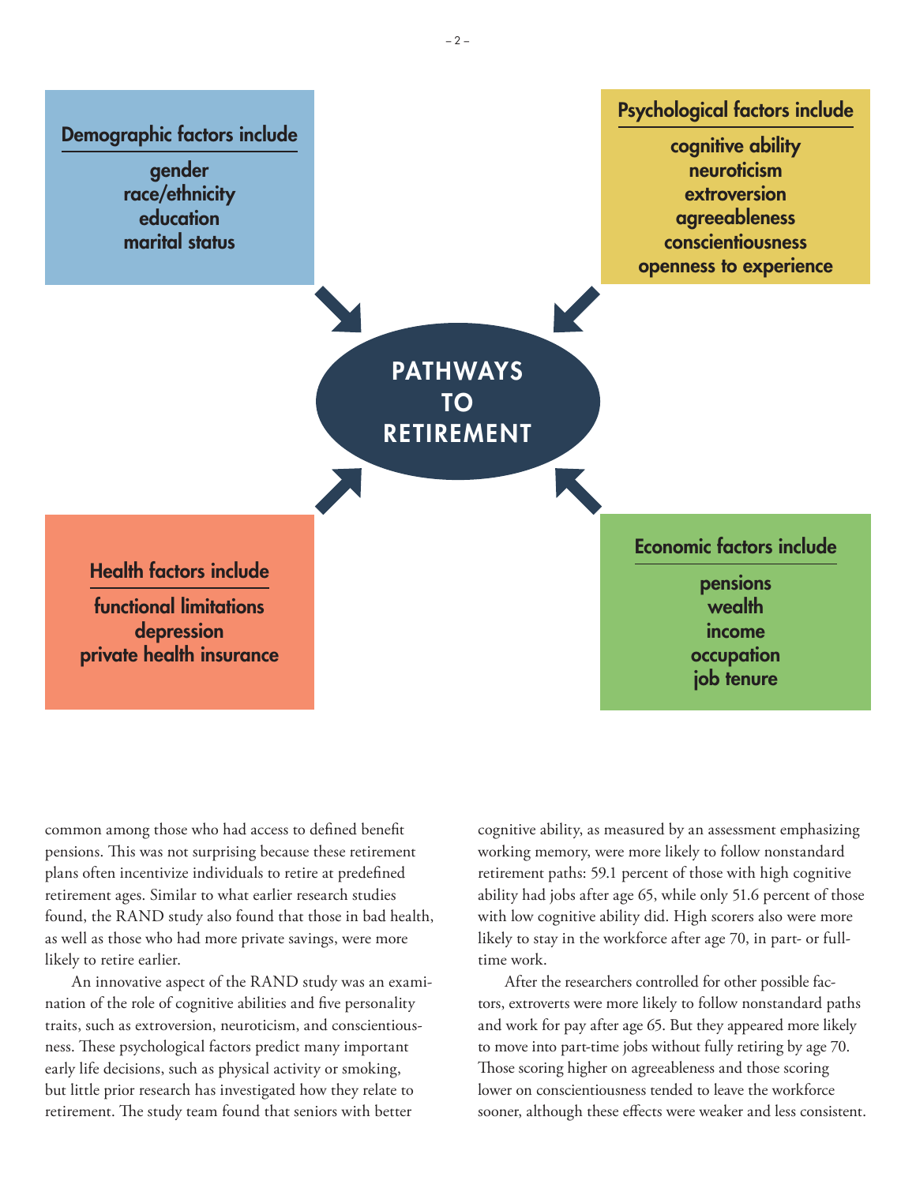**Demographic factors include**

gender
race/ethnicity
education
marital status

**Psychological factors include**

cognitive ability
neuroticism
extroversion
agreeableness
conscientiousness
openness to experience

**PATHWAYS TO RETIREMENT**

**Health factors include**

functional limitations
depression
private health insurance

**Economic factors include**

pensions
wealth
income
occupation
job tenure

common among those who had access to defined benefit pensions. This was not surprising because these retirement plans often incentivize individuals to retire at predefined retirement ages. Similar to what earlier research studies found, the RAND study also found that those in bad health, as well as those who had more private savings, were more likely to retire earlier.

An innovative aspect of the RAND study was an examination of the role of cognitive abilities and five personality traits, such as extroversion, neuroticism, and conscientiousness. These psychological factors predict many important early life decisions, such as physical activity or smoking, but little prior research has investigated how they relate to retirement. The study team found that seniors with better cognitive ability, as measured by an assessment emphasizing working memory, were more likely to follow nonstandard retirement paths: 59.1 percent of those with high cognitive ability had jobs after age 65, while only 51.6 percent of those with low cognitive ability did. High scorers also were more likely to stay in the workforce after age 70, in part- or full-time work.

After the researchers controlled for other possible factors, extroverts were more likely to follow nonstandard paths and work for pay after age 65. But they appeared more likely to move into part-time jobs without fully retiring by age 70. Those scoring higher on agreeableness and those scoring lower on conscientiousness tended to leave the workforce sooner, although these effects were weaker and less consistent.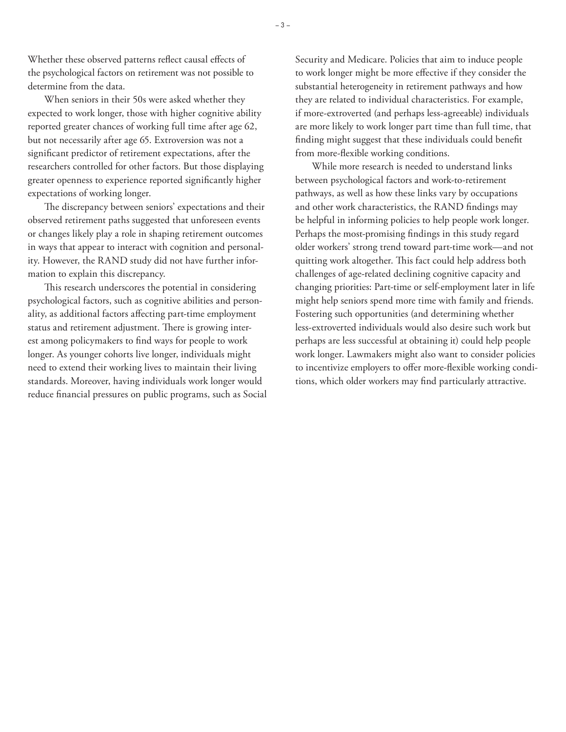Whether these observed patterns reflect causal effects of the psychological factors on retirement was not possible to determine from the data.

When seniors in their 50s were asked whether they expected to work longer, those with higher cognitive ability reported greater chances of working full time after age 62, but not necessarily after age 65. Extroversion was not a significant predictor of retirement expectations, after the researchers controlled for other factors. But those displaying greater openness to experience reported significantly higher expectations of working longer.

The discrepancy between seniors' expectations and their observed retirement paths suggested that unforeseen events or changes likely play a role in shaping retirement outcomes in ways that appear to interact with cognition and personality. However, the RAND study did not have further information to explain this discrepancy.

This research underscores the potential in considering psychological factors, such as cognitive abilities and personality, as additional factors affecting part-time employment status and retirement adjustment. There is growing interest among policymakers to find ways for people to work longer. As younger cohorts live longer, individuals might need to extend their working lives to maintain their living standards. Moreover, having individuals work longer would reduce financial pressures on public programs, such as Social Security and Medicare. Policies that aim to induce people to work longer might be more effective if they consider the substantial heterogeneity in retirement pathways and how they are related to individual characteristics. For example, if more-extroverted (and perhaps less-agreeable) individuals are more likely to work longer part time than full time, that finding might suggest that these individuals could benefit from more-flexible working conditions.

While more research is needed to understand links between psychological factors and work-to-retirement pathways, as well as how these links vary by occupations and other work characteristics, the RAND findings may be helpful in informing policies to help people work longer. Perhaps the most-promising findings in this study regard older workers' strong trend toward part-time work—and not quitting work altogether. This fact could help address both challenges of age-related declining cognitive capacity and changing priorities: Part-time or self-employment later in life might help seniors spend more time with family and friends. Fostering such opportunities (and determining whether less-extroverted individuals would also desire such work but perhaps are less successful at obtaining it) could help people work longer. Lawmakers might also want to consider policies to incentivize employers to offer more-flexible working conditions, which older workers may find particularly attractive.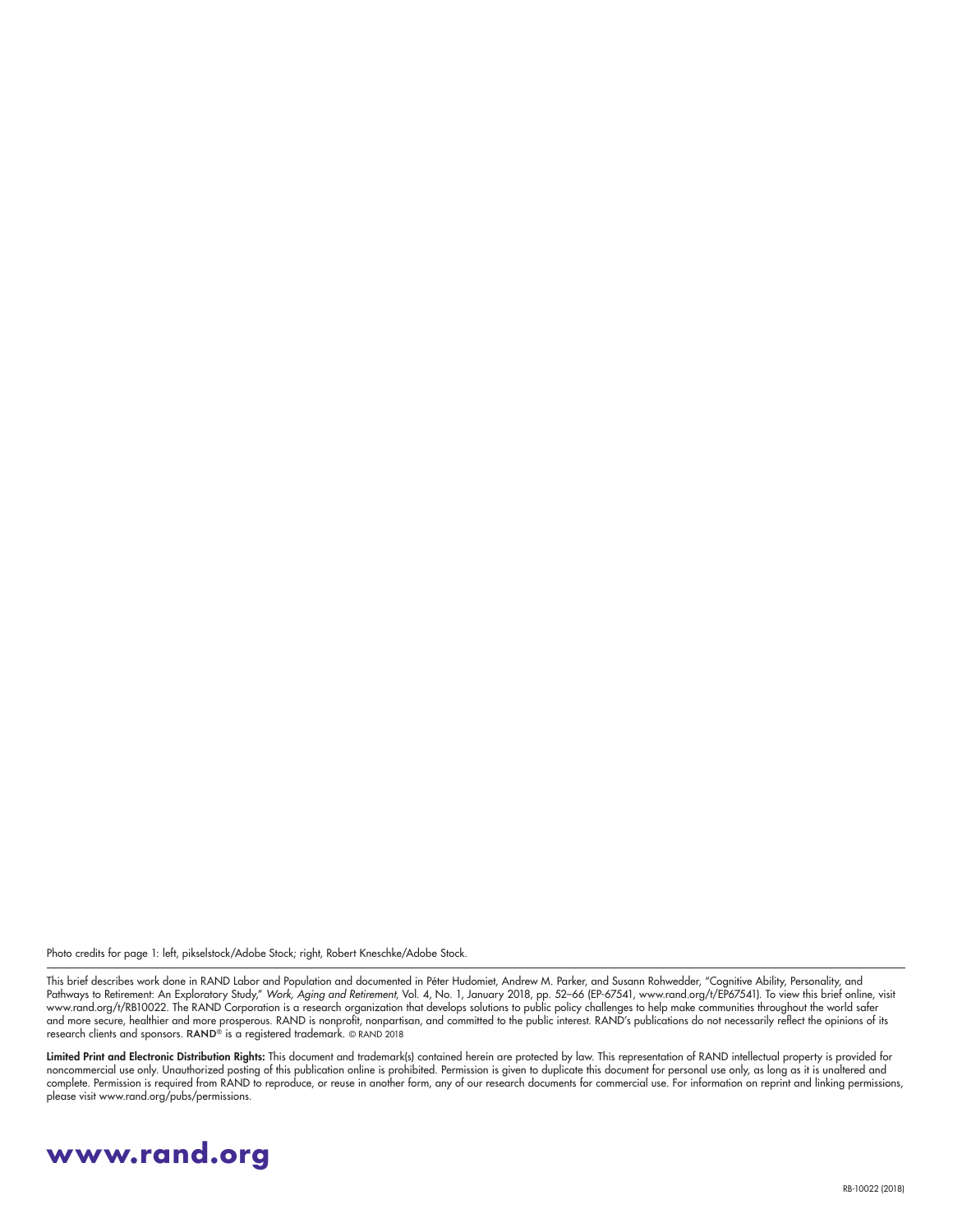Photo credits for page 1: left, pikselstock/Adobe Stock; right, Robert Kneschke/Adobe Stock.

---

This brief describes work done in RAND Labor and Population and documented in Péter Hudomiet, Andrew M. Parker, and Susann Rohwedder, "Cognitive Ability, Personality, and Pathways to Retirement: An Exploratory Study," *Work, Aging and Retirement*, Vol. 4, No. 1, January 2018, pp. 52–66 (EP-67541, www.rand.org/t/EP67541). To view this brief online, visit www.rand.org/t/RB10022. The RAND Corporation is a research organization that develops solutions to public policy challenges to help make communities throughout the world safer and more secure, healthier and more prosperous. RAND is nonprofit, nonpartisan, and committed to the public interest. RAND's publications do not necessarily reflect the opinions of its research clients and sponsors. **RAND**® is a registered trademark. © RAND 2018

**Limited Print and Electronic Distribution Rights:** This document and trademark(s) contained herein are protected by law. This representation of RAND intellectual property is provided for noncommercial use only. Unauthorized posting of this publication online is prohibited. Permission is given to duplicate this document for personal use only, as long as it is unaltered and complete. Permission is required from RAND to reproduce, or reuse in another form, any of our research documents for commercial use. For information on reprint and linking permissions, please visit www.rand.org/pubs/permissions.

**www.rand.org**

RB-10022 (2018)